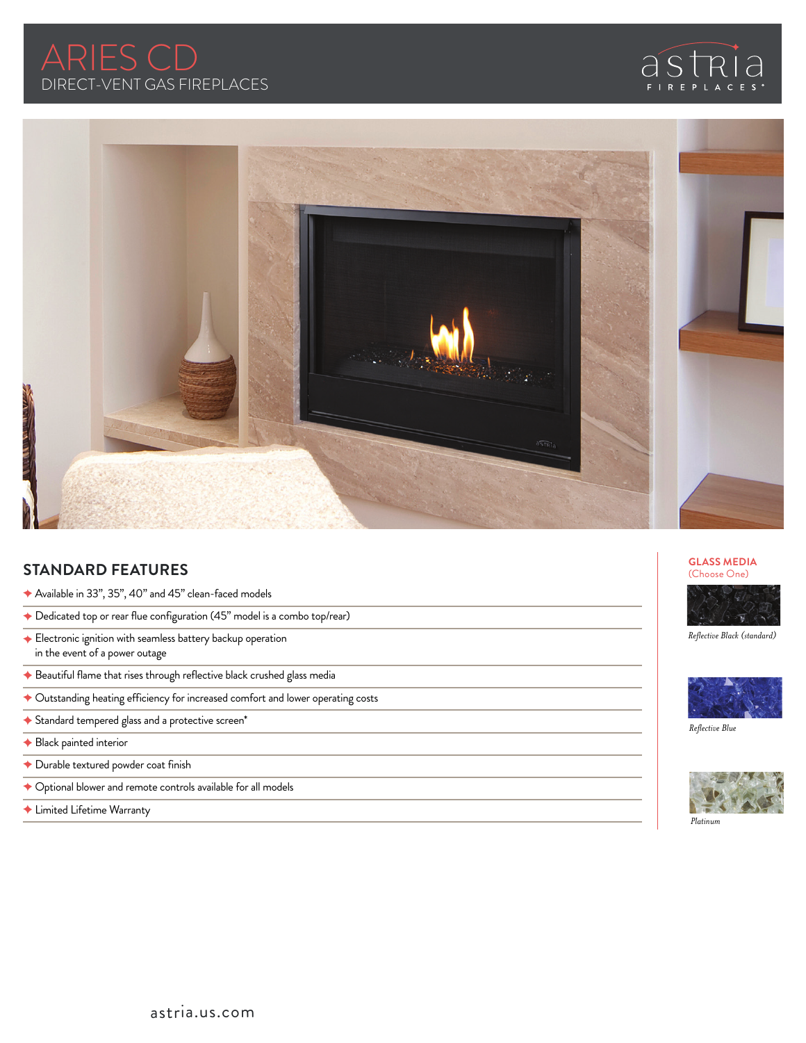# ARIES CD

DIRECT-VENT GAS FIREPLACES

## STANDARD FEATURES

- Available in 33", 35", 40" and 45" clean-faced models
- Dedicated top or rear flue configuration (45" model is a combo top/rear)
- Electronic ignition with seamless battery backup operation in the event of a power outage
- Beautiful flame that rises through reflective black crushed glass media
- Outstanding heating efficiency for increased comfort and lower operating costs
- Standard tempered glass and a protective screen*
- Black painted interior
- Durable textured powder coat finish
- Optional blower and remote controls available for all models
- Limited Lifetime Warranty

## GLASS MEDIA

(Choose One)

*Reflective Black (standard)*

*Reflective Blue*

*Platinum*

astria.us.com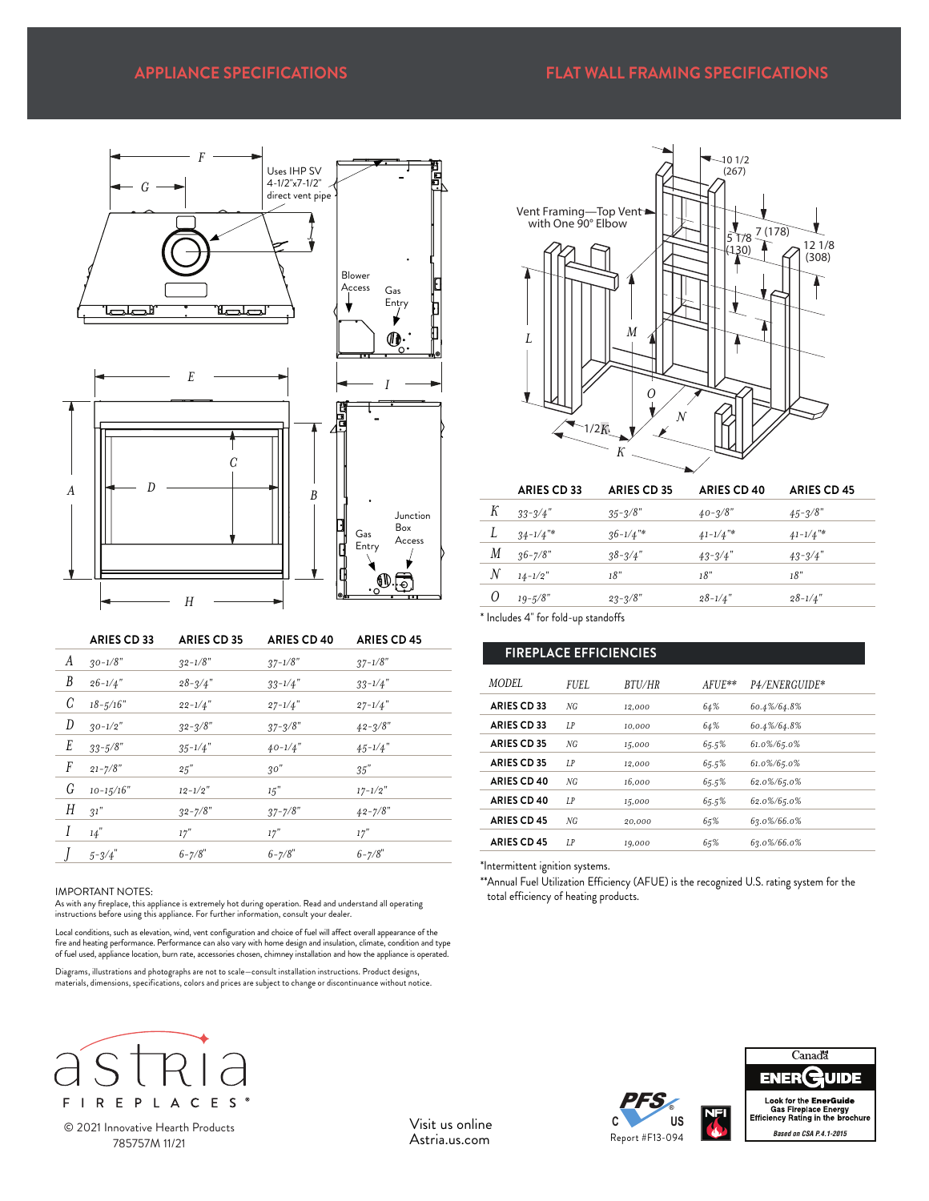## APPLIANCE SPECIFICATIONS

F

G

Uses IHP SV 4-1/2"x7-1/2" direct vent pipe

Blower Access

Gas Entry

E

I

A

D

C

B

Gas Entry

Junction Box Access

H

| | ARIES CD 33 | ARIES CD 35 | ARIES CD 40 | ARIES CD 45 |
|---|---|---|---|---|
| A | 30-1/8" | 32-1/8" | 37-1/8" | 37-1/8" |
| B | 26-1/4" | 28-3/4" | 33-1/4" | 33-1/4" |
| C | 18-5/16" | 22-1/4" | 27-1/4" | 27-1/4" |
| D | 30-1/2" | 32-3/8" | 37-3/8" | 42-3/8" |
| E | 33-5/8" | 35-1/4" | 40-1/4" | 45-1/4" |
| F | 21-7/8" | 25" | 30" | 35" |
| G | 10-15/16" | 12-1/2" | 15" | 17-1/2" |
| H | 31" | 32-7/8" | 37-7/8" | 42-7/8" |
| I | 14" | 17" | 17" | 17" |
| J | 5-3/4" | 6-7/8" | 6-7/8" | 6-7/8" |

IMPORTANT NOTES:
As with any fireplace, this appliance is extremely hot during operation. Read and understand all operating instructions before using this appliance. For further information, consult your dealer.

Local conditions, such as elevation, wind, vent configuration and choice of fuel will affect overall appearance of the fire and heating performance. Performance can also vary with home design and insulation, climate, condition and type of fuel used, appliance location, burn rate, accessories chosen, chimney installation and how the appliance is operated.

Diagrams, illustrations and photographs are not to scale—consult installation instructions. Product designs, materials, dimensions, specifications, colors and prices are subject to change or discontinuance without notice.

## FLAT WALL FRAMING SPECIFICATIONS

Vent Framing—Top Vent with One 90° Elbow

10 1/2 (267)

5 1/8 (130)

7 (178)

12 1/8 (308)

L

M

O

N

1/2K

K

| | ARIES CD 33 | ARIES CD 35 | ARIES CD 40 | ARIES CD 45 |
|---|---|---|---|---|
| K | 33-3/4" | 35-3/8" | 40-3/8" | 45-3/8" |
| L | 34-1/4"* | 36-1/4"* | 41-1/4"* | 41-1/4"* |
| M | 36-7/8" | 38-3/4" | 43-3/4" | 43-3/4" |
| N | 14-1/2" | 18" | 18" | 18" |
| O | 19-5/8" | 23-3/8" | 28-1/4" | 28-1/4" |

\* Includes 4" for fold-up standoffs

## FIREPLACE EFFICIENCIES

| MODEL | FUEL | BTU/HR | AFUE** | P4/ENERGUIDE* |
|---|---|---|---|---|
| ARIES CD 33 | NG | 12,000 | 64% | 60.4%/64.8% |
| ARIES CD 33 | LP | 10,000 | 64% | 60.4%/64.8% |
| ARIES CD 35 | NG | 15,000 | 65.5% | 61.0%/65.0% |
| ARIES CD 35 | LP | 12,000 | 65.5% | 61.0%/65.0% |
| ARIES CD 40 | NG | 16,000 | 65.5% | 62.0%/65.0% |
| ARIES CD 40 | LP | 15,000 | 65.5% | 62.0%/65.0% |
| ARIES CD 45 | NG | 20,000 | 65% | 63.0%/66.0% |
| ARIES CD 45 | LP | 19,000 | 65% | 63.0%/66.0% |

*Intermittent ignition systems.

**Annual Fuel Utilization Efficiency (AFUE) is the recognized U.S. rating system for the total efficiency of heating products.

astria FIREPLACES®

© 2021 Innovative Hearth Products
785757M 11/21

Visit us online
Astria.us.com

PFS C US
Report #F13-094

NFI

Canada
ENERGUIDE
Look for the EnerGuide Gas Fireplace Energy Efficiency Rating in the brochure
Based on CSA P.4.1-2015